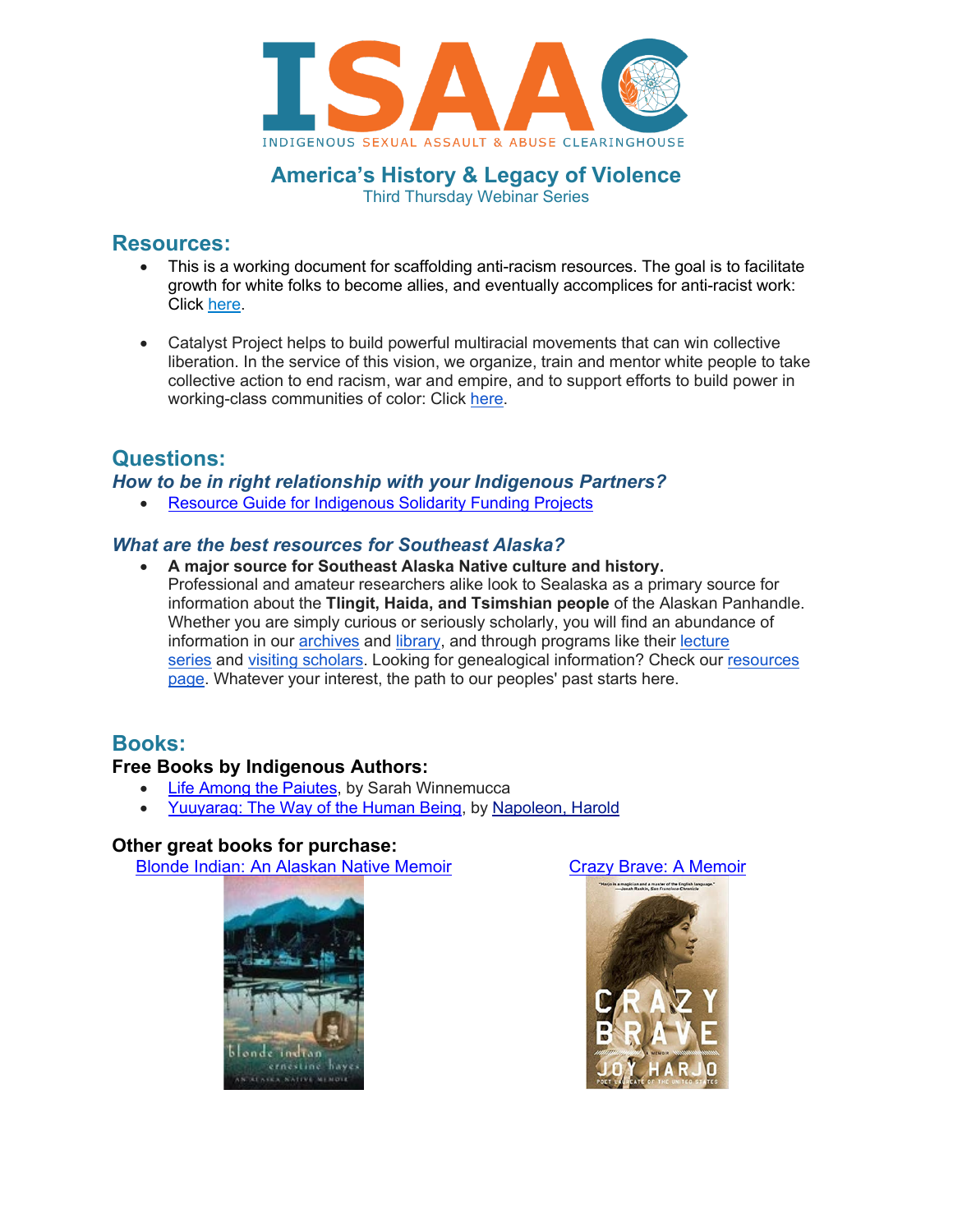# ISAAC

INDIGENOUS SEXUAL ASSAULT & ABUSE CLEARINGHOUSE

## America's History & Legacy of Violence

Third Thursday Webinar Series

## Resources:

- This is a working document for scaffolding anti-racism resources. The goal is to facilitate growth for white folks to become allies, and eventually accomplices for anti-racist work: Click here.
- Catalyst Project helps to build powerful multiracial movements that can win collective liberation. In the service of this vision, we organize, train and mentor white people to take collective action to end racism, war and empire, and to support efforts to build power in working-class communities of color: Click here.

## Questions:

### *How to be in right relationship with your Indigenous Partners?*

- Resource Guide for Indigenous Solidarity Funding Projects

### *What are the best resources for Southeast Alaska?*

- **A major source for Southeast Alaska Native culture and history.** Professional and amateur researchers alike look to Sealaska as a primary source for information about the **Tlingit, Haida, and Tsimshian people** of the Alaskan Panhandle. Whether you are simply curious or seriously scholarly, you will find an abundance of information in our archives and library, and through programs like their lecture series and visiting scholars. Looking for genealogical information? Check our resources page. Whatever your interest, the path to our peoples' past starts here.

## Books:

### Free Books by Indigenous Authors:

- Life Among the Paiutes, by Sarah Winnemucca
- Yuuyaraq: The Way of the Human Being, by Napoleon, Harold

### Other great books for purchase:

Blonde Indian: An Alaskan Native Memoir

Crazy Brave: A Memoir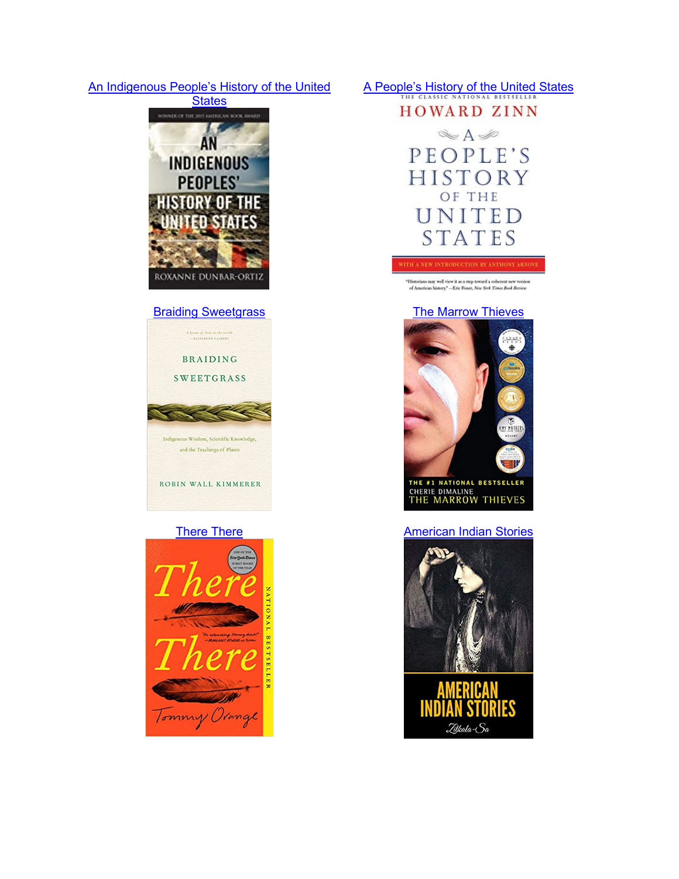[An Indigenous People's History of the United States]

[A People's History of the United States]

[Braiding Sweetgrass]

[The Marrow Thieves]

[There There]

[American Indian Stories]